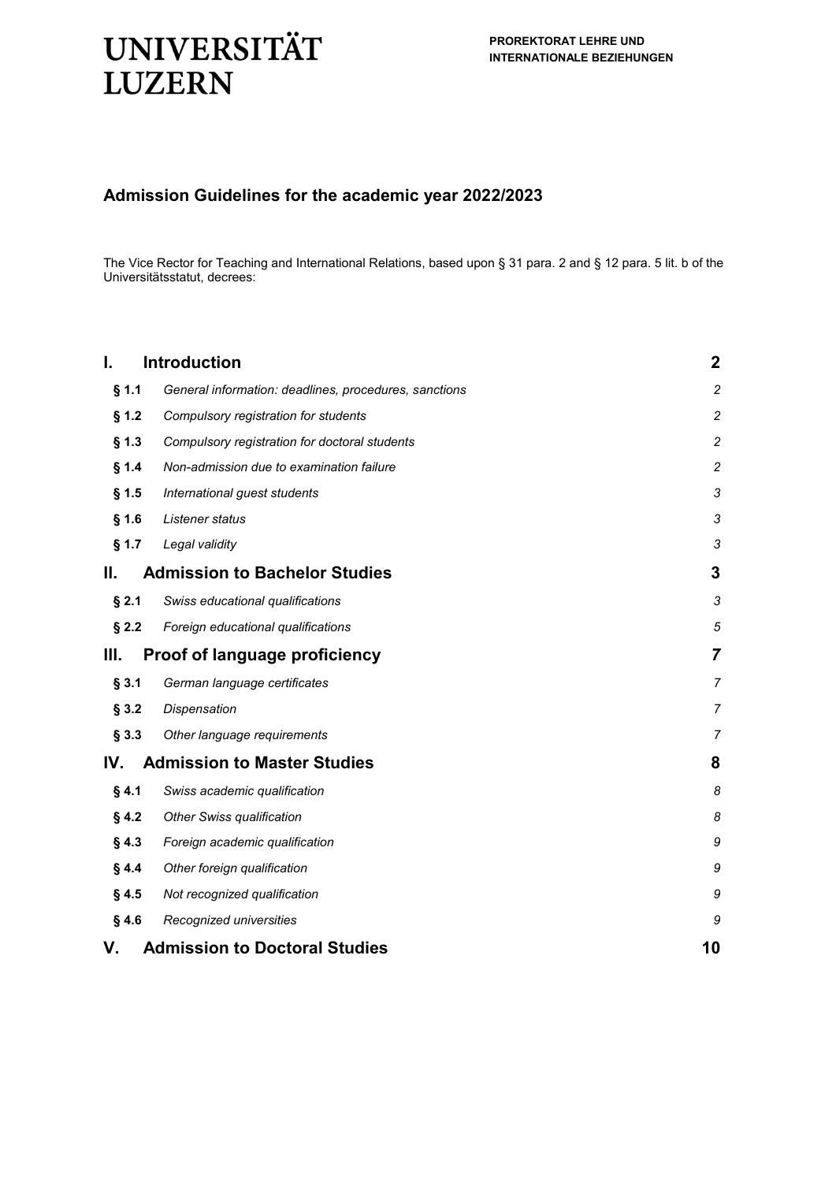UNIVERSITÄT LUZERN

**PROREKTORAT LEHRE UND INTERNATIONALE BEZIEHUNGEN**

# Admission Guidelines for the academic year 2022/2023

The Vice Rector for Teaching and International Relations, based upon § 31 para. 2 and § 12 para. 5 lit. b of the Universitätsstatut, decrees:

| | | |
|---|---|---|
| **I.** | **Introduction** | **2** |
| **§ 1.1** | *General information: deadlines, procedures, sanctions* | *2* |
| **§ 1.2** | *Compulsory registration for students* | *2* |
| **§ 1.3** | *Compulsory registration for doctoral students* | *2* |
| **§ 1.4** | *Non-admission due to examination failure* | *2* |
| **§ 1.5** | *International guest students* | *3* |
| **§ 1.6** | *Listener status* | *3* |
| **§ 1.7** | *Legal validity* | *3* |
| **II.** | **Admission to Bachelor Studies** | **3** |
| **§ 2.1** | *Swiss educational qualifications* | *3* |
| **§ 2.2** | *Foreign educational qualifications* | *5* |
| **III.** | **Proof of language proficiency** | **7** |
| **§ 3.1** | *German language certificates* | *7* |
| **§ 3.2** | *Dispensation* | *7* |
| **§ 3.3** | *Other language requirements* | *7* |
| **IV.** | **Admission to Master Studies** | **8** |
| **§ 4.1** | *Swiss academic qualification* | *8* |
| **§ 4.2** | *Other Swiss qualification* | *8* |
| **§ 4.3** | *Foreign academic qualification* | *9* |
| **§ 4.4** | *Other foreign qualification* | *9* |
| **§ 4.5** | *Not recognized qualification* | *9* |
| **§ 4.6** | *Recognized universities* | *9* |
| **V.** | **Admission to Doctoral Studies** | **10** |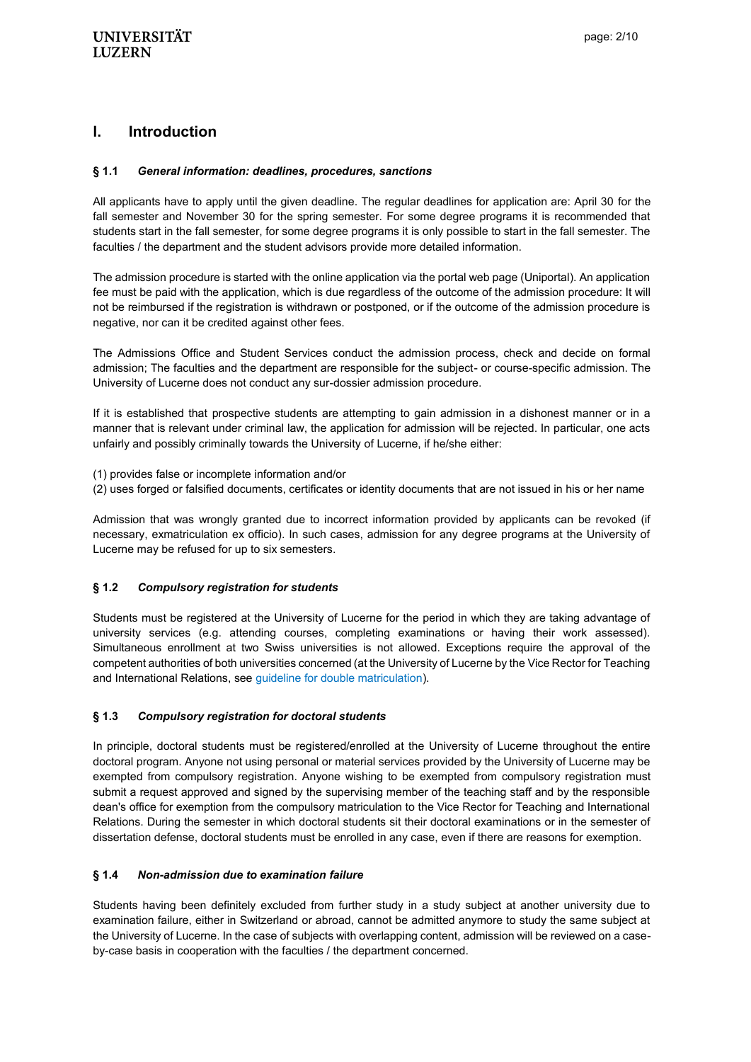# I. Introduction

### § 1.1 *General information: deadlines, procedures, sanctions*

All applicants have to apply until the given deadline. The regular deadlines for application are: April 30 for the fall semester and November 30 for the spring semester. For some degree programs it is recommended that students start in the fall semester, for some degree programs it is only possible to start in the fall semester. The faculties / the department and the student advisors provide more detailed information.

The admission procedure is started with the online application via the portal web page (Uniportal). An application fee must be paid with the application, which is due regardless of the outcome of the admission procedure: It will not be reimbursed if the registration is withdrawn or postponed, or if the outcome of the admission procedure is negative, nor can it be credited against other fees.

The Admissions Office and Student Services conduct the admission process, check and decide on formal admission; The faculties and the department are responsible for the subject- or course-specific admission. The University of Lucerne does not conduct any sur-dossier admission procedure.

If it is established that prospective students are attempting to gain admission in a dishonest manner or in a manner that is relevant under criminal law, the application for admission will be rejected. In particular, one acts unfairly and possibly criminally towards the University of Lucerne, if he/she either:

(1) provides false or incomplete information and/or
(2) uses forged or falsified documents, certificates or identity documents that are not issued in his or her name

Admission that was wrongly granted due to incorrect information provided by applicants can be revoked (if necessary, exmatriculation ex officio). In such cases, admission for any degree programs at the University of Lucerne may be refused for up to six semesters.

### § 1.2 *Compulsory registration for students*

Students must be registered at the University of Lucerne for the period in which they are taking advantage of university services (e.g. attending courses, completing examinations or having their work assessed). Simultaneous enrollment at two Swiss universities is not allowed. Exceptions require the approval of the competent authorities of both universities concerned (at the University of Lucerne by the Vice Rector for Teaching and International Relations, see guideline for double matriculation).

### § 1.3 *Compulsory registration for doctoral students*

In principle, doctoral students must be registered/enrolled at the University of Lucerne throughout the entire doctoral program. Anyone not using personal or material services provided by the University of Lucerne may be exempted from compulsory registration. Anyone wishing to be exempted from compulsory registration must submit a request approved and signed by the supervising member of the teaching staff and by the responsible dean's office for exemption from the compulsory matriculation to the Vice Rector for Teaching and International Relations. During the semester in which doctoral students sit their doctoral examinations or in the semester of dissertation defense, doctoral students must be enrolled in any case, even if there are reasons for exemption.

### § 1.4 *Non-admission due to examination failure*

Students having been definitely excluded from further study in a study subject at another university due to examination failure, either in Switzerland or abroad, cannot be admitted anymore to study the same subject at the University of Lucerne. In the case of subjects with overlapping content, admission will be reviewed on a case-by-case basis in cooperation with the faculties / the department concerned.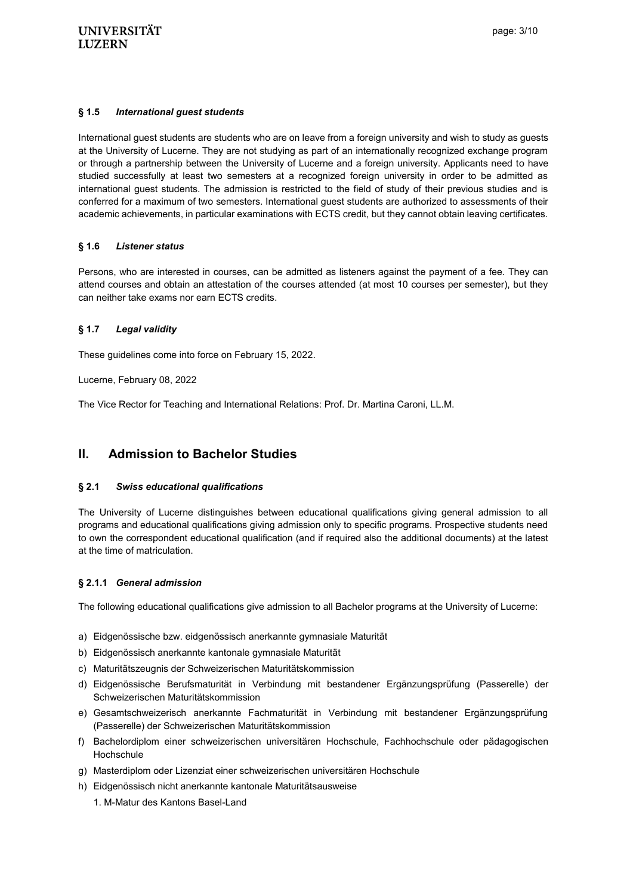### § 1.5 *International guest students*

International guest students are students who are on leave from a foreign university and wish to study as guests at the University of Lucerne. They are not studying as part of an internationally recognized exchange program or through a partnership between the University of Lucerne and a foreign university. Applicants need to have studied successfully at least two semesters at a recognized foreign university in order to be admitted as international guest students. The admission is restricted to the field of study of their previous studies and is conferred for a maximum of two semesters. International guest students are authorized to assessments of their academic achievements, in particular examinations with ECTS credit, but they cannot obtain leaving certificates.

### § 1.6 *Listener status*

Persons, who are interested in courses, can be admitted as listeners against the payment of a fee. They can attend courses and obtain an attestation of the courses attended (at most 10 courses per semester), but they can neither take exams nor earn ECTS credits.

### § 1.7 *Legal validity*

These guidelines come into force on February 15, 2022.

Lucerne, February 08, 2022

The Vice Rector for Teaching and International Relations: Prof. Dr. Martina Caroni, LL.M.

## II. Admission to Bachelor Studies

### § 2.1 *Swiss educational qualifications*

The University of Lucerne distinguishes between educational qualifications giving general admission to all programs and educational qualifications giving admission only to specific programs. Prospective students need to own the correspondent educational qualification (and if required also the additional documents) at the latest at the time of matriculation.

#### § 2.1.1 *General admission*

The following educational qualifications give admission to all Bachelor programs at the University of Lucerne:

a) Eidgenössische bzw. eidgenössisch anerkannte gymnasiale Maturität
b) Eidgenössisch anerkannte kantonale gymnasiale Maturität
c) Maturitätszeugnis der Schweizerischen Maturitätskommission
d) Eidgenössische Berufsmaturität in Verbindung mit bestandener Ergänzungsprüfung (Passerelle) der Schweizerischen Maturitätskommission
e) Gesamtschweizerisch anerkannte Fachmaturität in Verbindung mit bestandener Ergänzungsprüfung (Passerelle) der Schweizerischen Maturitätskommission
f) Bachelordiplom einer schweizerischen universitären Hochschule, Fachhochschule oder pädagogischen Hochschule
g) Masterdiplom oder Lizenziat einer schweizerischen universitären Hochschule
h) Eidgenössisch nicht anerkannte kantonale Maturitätsausweise
   1. M-Matur des Kantons Basel-Land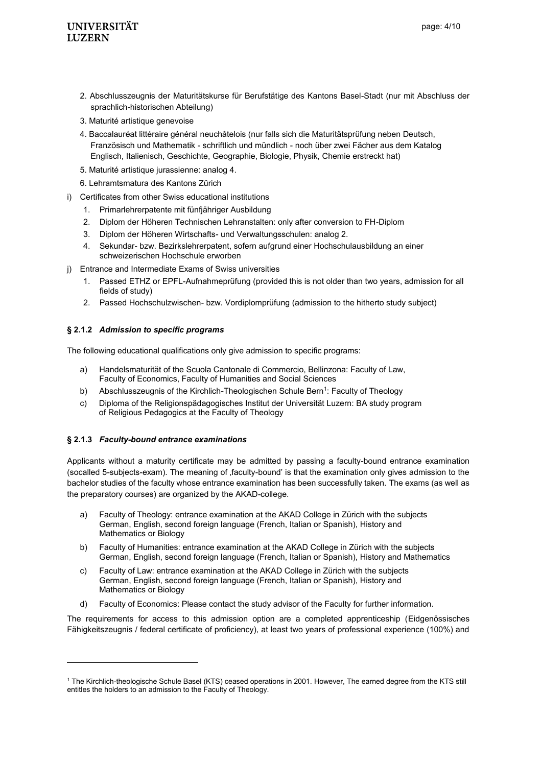2. Abschlusszeugnis der Maturitätskurse für Berufstätige des Kantons Basel-Stadt (nur mit Abschluss der sprachlich-historischen Abteilung)
3. Maturité artistique genevoise
4. Baccalauréat littéraire général neuchâtelois (nur falls sich die Maturitätsprüfung neben Deutsch, Französisch und Mathematik - schriftlich und mündlich - noch über zwei Fächer aus dem Katalog Englisch, Italienisch, Geschichte, Geographie, Biologie, Physik, Chemie erstreckt hat)
5. Maturité artistique jurassienne: analog 4.
6. Lehramtsmatura des Kantons Zürich

i) Certificates from other Swiss educational institutions
   1. Primarlehrerpatente mit fünfjähriger Ausbildung
   2. Diplom der Höheren Technischen Lehranstalten: only after conversion to FH-Diplom
   3. Diplom der Höheren Wirtschafts- und Verwaltungsschulen: analog 2.
   4. Sekundar- bzw. Bezirkslehrerpatent, sofern aufgrund einer Hochschulausbildung an einer schweizerischen Hochschule erworben

j) Entrance and Intermediate Exams of Swiss universities
   1. Passed ETHZ or EPFL-Aufnahmeprüfung (provided this is not older than two years, admission for all fields of study)
   2. Passed Hochschulzwischen- bzw. Vordiplomprüfung (admission to the hitherto study subject)

### § 2.1.2 *Admission to specific programs*

The following educational qualifications only give admission to specific programs:

a) Handelsmaturität of the Scuola Cantonale di Commercio, Bellinzona: Faculty of Law, Faculty of Economics, Faculty of Humanities and Social Sciences
b) Abschlusszeugnis of the Kirchlich-Theologischen Schule Bern[1]: Faculty of Theology
c) Diploma of the Religionspädagogisches Institut der Universität Luzern: BA study program of Religious Pedagogics at the Faculty of Theology

### § 2.1.3 *Faculty-bound entrance examinations*

Applicants without a maturity certificate may be admitted by passing a faculty-bound entrance examination (socalled 5-subjects-exam). The meaning of ‚faculty-bound' is that the examination only gives admission to the bachelor studies of the faculty whose entrance examination has been successfully taken. The exams (as well as the preparatory courses) are organized by the AKAD-college.

a) Faculty of Theology: entrance examination at the AKAD College in Zürich with the subjects German, English, second foreign language (French, Italian or Spanish), History and Mathematics or Biology
b) Faculty of Humanities: entrance examination at the AKAD College in Zürich with the subjects German, English, second foreign language (French, Italian or Spanish), History and Mathematics
c) Faculty of Law: entrance examination at the AKAD College in Zürich with the subjects German, English, second foreign language (French, Italian or Spanish), History and Mathematics or Biology
d) Faculty of Economics: Please contact the study advisor of the Faculty for further information.

The requirements for access to this admission option are a completed apprenticeship (Eidgenössisches Fähigkeitszeugnis / federal certificate of proficiency), at least two years of professional experience (100%) and

---

[1] The Kirchlich-theologische Schule Basel (KTS) ceased operations in 2001. However, The earned degree from the KTS still entitles the holders to an admission to the Faculty of Theology.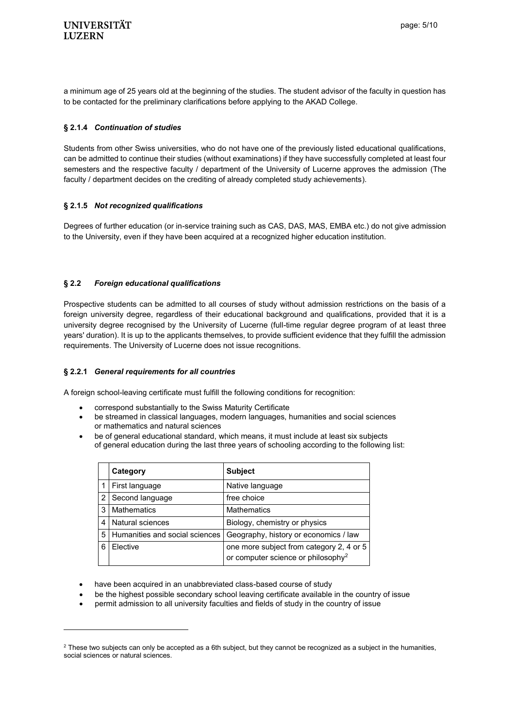a minimum age of 25 years old at the beginning of the studies. The student advisor of the faculty in question has to be contacted for the preliminary clarifications before applying to the AKAD College.

### § 2.1.4 *Continuation of studies*

Students from other Swiss universities, who do not have one of the previously listed educational qualifications, can be admitted to continue their studies (without examinations) if they have successfully completed at least four semesters and the respective faculty / department of the University of Lucerne approves the admission (The faculty / department decides on the crediting of already completed study achievements).

### § 2.1.5 *Not recognized qualifications*

Degrees of further education (or in-service training such as CAS, DAS, MAS, EMBA etc.) do not give admission to the University, even if they have been acquired at a recognized higher education institution.

## § 2.2 *Foreign educational qualifications*

Prospective students can be admitted to all courses of study without admission restrictions on the basis of a foreign university degree, regardless of their educational background and qualifications, provided that it is a university degree recognised by the University of Lucerne (full-time regular degree program of at least three years' duration). It is up to the applicants themselves, to provide sufficient evidence that they fulfill the admission requirements. The University of Lucerne does not issue recognitions.

### § 2.2.1 *General requirements for all countries*

A foreign school-leaving certificate must fulfill the following conditions for recognition:

- correspond substantially to the Swiss Maturity Certificate
- be streamed in classical languages, modern languages, humanities and social sciences or mathematics and natural sciences
- be of general educational standard, which means, it must include at least six subjects of general education during the last three years of schooling according to the following list:

| | Category | Subject |
|---|---|---|
| 1 | First language | Native language |
| 2 | Second language | free choice |
| 3 | Mathematics | Mathematics |
| 4 | Natural sciences | Biology, chemistry or physics |
| 5 | Humanities and social sciences | Geography, history or economics / law |
| 6 | Elective | one more subject from category 2, 4 or 5 or computer science or philosophy[2] |

- have been acquired in an unabbreviated class-based course of study
- be the highest possible secondary school leaving certificate available in the country of issue
- permit admission to all university faculties and fields of study in the country of issue

[2] These two subjects can only be accepted as a 6th subject, but they cannot be recognized as a subject in the humanities, social sciences or natural sciences.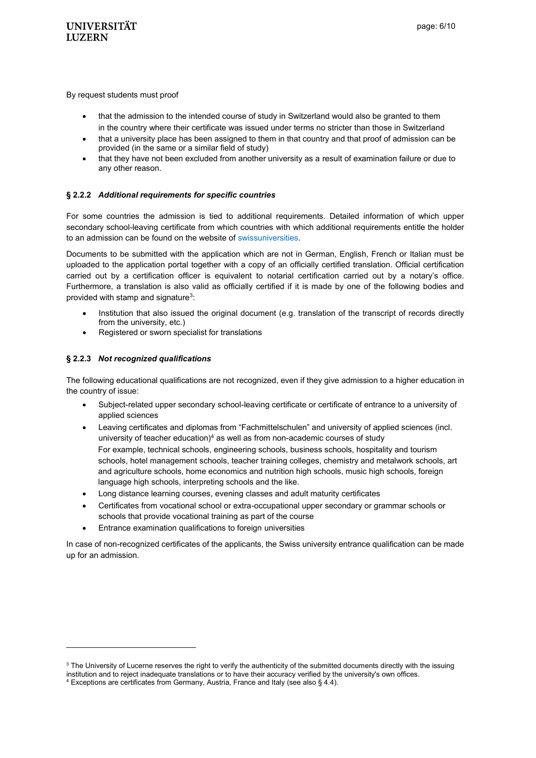By request students must proof

- that the admission to the intended course of study in Switzerland would also be granted to them in the country where their certificate was issued under terms no stricter than those in Switzerland
- that a university place has been assigned to them in that country and that proof of admission can be provided (in the same or a similar field of study)
- that they have not been excluded from another university as a result of examination failure or due to any other reason.

### § 2.2.2 *Additional requirements for specific countries*

For some countries the admission is tied to additional requirements. Detailed information of which upper secondary school-leaving certificate from which countries with which additional requirements entitle the holder to an admission can be found on the website of swissuniversities.

Documents to be submitted with the application which are not in German, English, French or Italian must be uploaded to the application portal together with a copy of an officially certified translation. Official certification carried out by a certification officer is equivalent to notarial certification carried out by a notary's office. Furthermore, a translation is also valid as officially certified if it is made by one of the following bodies and provided with stamp and signature[3]:

- Institution that also issued the original document (e.g. translation of the transcript of records directly from the university, etc.)
- Registered or sworn specialist for translations

### § 2.2.3 *Not recognized qualifications*

The following educational qualifications are not recognized, even if they give admission to a higher education in the country of issue:

- Subject-related upper secondary school-leaving certificate or certificate of entrance to a university of applied sciences
- Leaving certificates and diplomas from "Fachmittelschulen" and university of applied sciences (incl. university of teacher education)[4] as well as from non-academic courses of study
  For example, technical schools, engineering schools, business schools, hospitality and tourism schools, hotel management schools, teacher training colleges, chemistry and metalwork schools, art and agriculture schools, home economics and nutrition high schools, music high schools, foreign language high schools, interpreting schools and the like.
- Long distance learning courses, evening classes and adult maturity certificates
- Certificates from vocational school or extra-occupational upper secondary or grammar schools or schools that provide vocational training as part of the course
- Entrance examination qualifications to foreign universities

In case of non-recognized certificates of the applicants, the Swiss university entrance qualification can be made up for an admission.

---

[3] The University of Lucerne reserves the right to verify the authenticity of the submitted documents directly with the issuing institution and to reject inadequate translations or to have their accuracy verified by the university's own offices.

[4] Exceptions are certificates from Germany, Austria, France and Italy (see also § 4.4).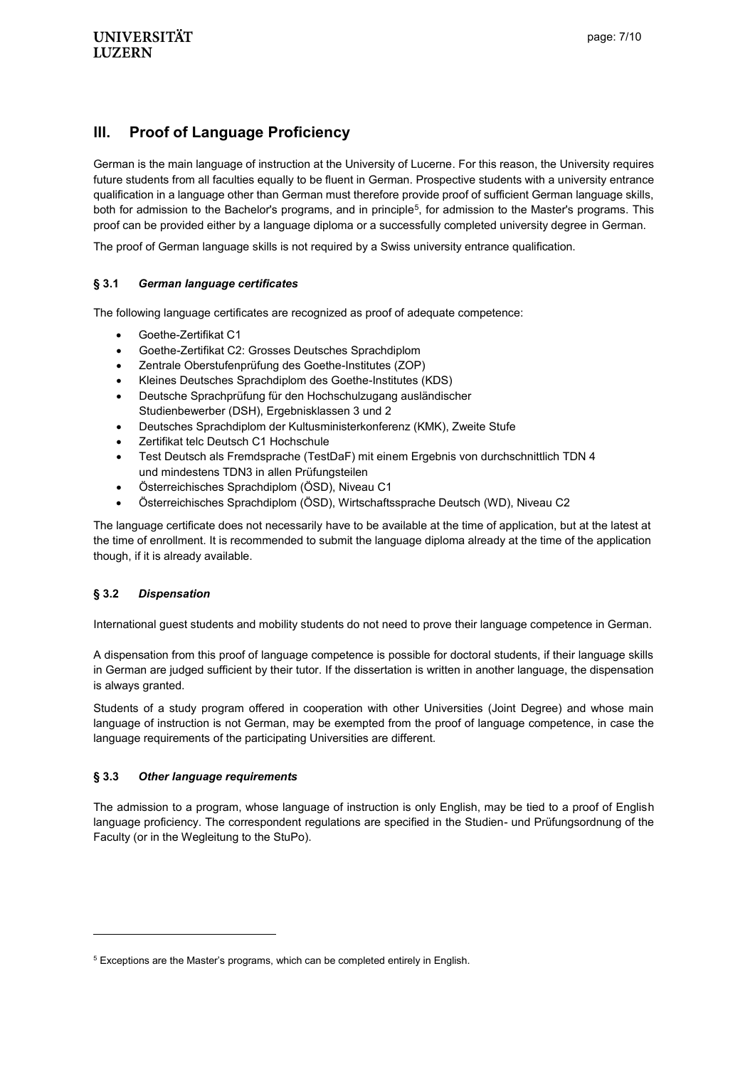## III. Proof of Language Proficiency

German is the main language of instruction at the University of Lucerne. For this reason, the University requires future students from all faculties equally to be fluent in German. Prospective students with a university entrance qualification in a language other than German must therefore provide proof of sufficient German language skills, both for admission to the Bachelor's programs, and in principle[5], for admission to the Master's programs. This proof can be provided either by a language diploma or a successfully completed university degree in German.

The proof of German language skills is not required by a Swiss university entrance qualification.

### § 3.1 *German language certificates*

The following language certificates are recognized as proof of adequate competence:

- Goethe-Zertifikat C1
- Goethe-Zertifikat C2: Grosses Deutsches Sprachdiplom
- Zentrale Oberstufenprüfung des Goethe-Institutes (ZOP)
- Kleines Deutsches Sprachdiplom des Goethe-Institutes (KDS)
- Deutsche Sprachprüfung für den Hochschulzugang ausländischer Studienbewerber (DSH), Ergebnisklassen 3 und 2
- Deutsches Sprachdiplom der Kultusministerkonferenz (KMK), Zweite Stufe
- Zertifikat telc Deutsch C1 Hochschule
- Test Deutsch als Fremdsprache (TestDaF) mit einem Ergebnis von durchschnittlich TDN 4 und mindestens TDN3 in allen Prüfungsteilen
- Österreichisches Sprachdiplom (ÖSD), Niveau C1
- Österreichisches Sprachdiplom (ÖSD), Wirtschaftssprache Deutsch (WD), Niveau C2

The language certificate does not necessarily have to be available at the time of application, but at the latest at the time of enrollment. It is recommended to submit the language diploma already at the time of the application though, if it is already available.

### § 3.2 *Dispensation*

International guest students and mobility students do not need to prove their language competence in German.

A dispensation from this proof of language competence is possible for doctoral students, if their language skills in German are judged sufficient by their tutor. If the dissertation is written in another language, the dispensation is always granted.

Students of a study program offered in cooperation with other Universities (Joint Degree) and whose main language of instruction is not German, may be exempted from the proof of language competence, in case the language requirements of the participating Universities are different.

### § 3.3 *Other language requirements*

The admission to a program, whose language of instruction is only English, may be tied to a proof of English language proficiency. The correspondent regulations are specified in the Studien- und Prüfungsordnung of the Faculty (or in the Wegleitung to the StuPo).

---

[5] Exceptions are the Master's programs, which can be completed entirely in English.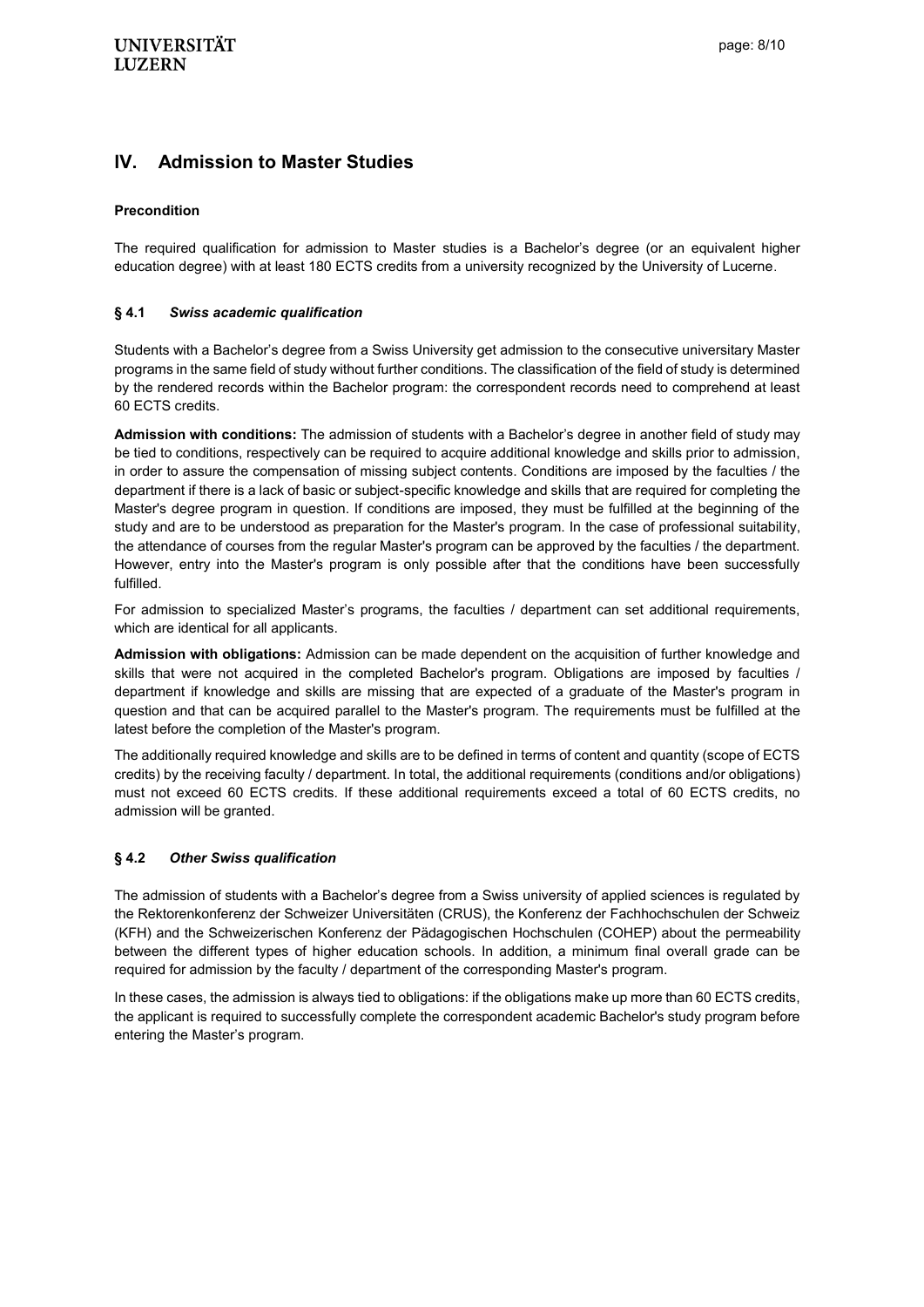## IV. Admission to Master Studies

**Precondition**

The required qualification for admission to Master studies is a Bachelor's degree (or an equivalent higher education degree) with at least 180 ECTS credits from a university recognized by the University of Lucerne.

### § 4.1 *Swiss academic qualification*

Students with a Bachelor's degree from a Swiss University get admission to the consecutive universitary Master programs in the same field of study without further conditions. The classification of the field of study is determined by the rendered records within the Bachelor program: the correspondent records need to comprehend at least 60 ECTS credits.

**Admission with conditions:** The admission of students with a Bachelor's degree in another field of study may be tied to conditions, respectively can be required to acquire additional knowledge and skills prior to admission, in order to assure the compensation of missing subject contents. Conditions are imposed by the faculties / the department if there is a lack of basic or subject-specific knowledge and skills that are required for completing the Master's degree program in question. If conditions are imposed, they must be fulfilled at the beginning of the study and are to be understood as preparation for the Master's program. In the case of professional suitability, the attendance of courses from the regular Master's program can be approved by the faculties / the department. However, entry into the Master's program is only possible after that the conditions have been successfully fulfilled.

For admission to specialized Master's programs, the faculties / department can set additional requirements, which are identical for all applicants.

**Admission with obligations:** Admission can be made dependent on the acquisition of further knowledge and skills that were not acquired in the completed Bachelor's program. Obligations are imposed by faculties / department if knowledge and skills are missing that are expected of a graduate of the Master's program in question and that can be acquired parallel to the Master's program. The requirements must be fulfilled at the latest before the completion of the Master's program.

The additionally required knowledge and skills are to be defined in terms of content and quantity (scope of ECTS credits) by the receiving faculty / department. In total, the additional requirements (conditions and/or obligations) must not exceed 60 ECTS credits. If these additional requirements exceed a total of 60 ECTS credits, no admission will be granted.

### § 4.2 *Other Swiss qualification*

The admission of students with a Bachelor's degree from a Swiss university of applied sciences is regulated by the Rektorenkonferenz der Schweizer Universitäten (CRUS), the Konferenz der Fachhochschulen der Schweiz (KFH) and the Schweizerischen Konferenz der Pädagogischen Hochschulen (COHEP) about the permeability between the different types of higher education schools. In addition, a minimum final overall grade can be required for admission by the faculty / department of the corresponding Master's program.

In these cases, the admission is always tied to obligations: if the obligations make up more than 60 ECTS credits, the applicant is required to successfully complete the correspondent academic Bachelor's study program before entering the Master's program.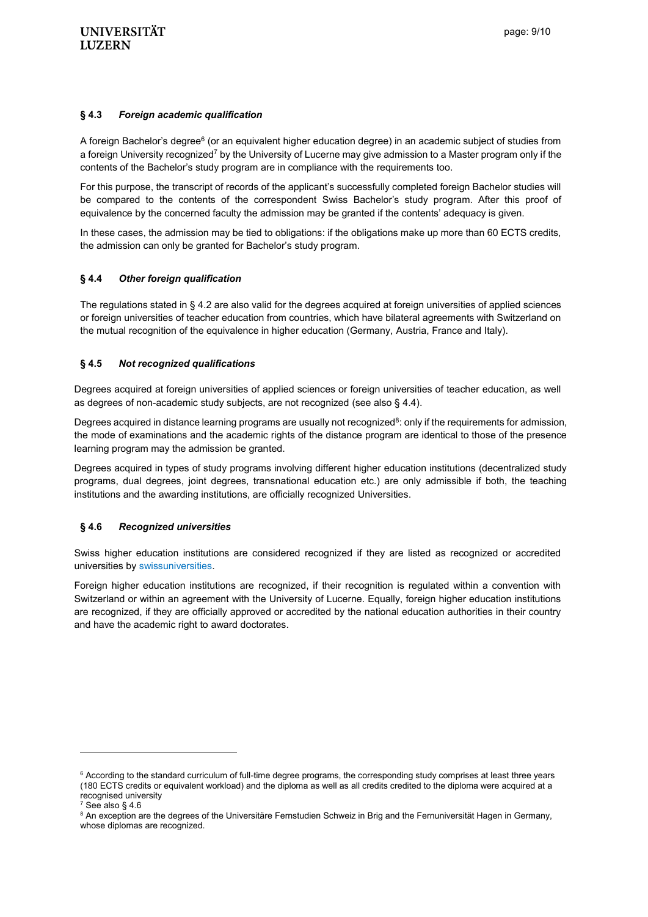### § 4.3 *Foreign academic qualification*

A foreign Bachelor's degree[6] (or an equivalent higher education degree) in an academic subject of studies from a foreign University recognized[7] by the University of Lucerne may give admission to a Master program only if the contents of the Bachelor's study program are in compliance with the requirements too.

For this purpose, the transcript of records of the applicant's successfully completed foreign Bachelor studies will be compared to the contents of the correspondent Swiss Bachelor's study program. After this proof of equivalence by the concerned faculty the admission may be granted if the contents' adequacy is given.

In these cases, the admission may be tied to obligations: if the obligations make up more than 60 ECTS credits, the admission can only be granted for Bachelor's study program.

### § 4.4 *Other foreign qualification*

The regulations stated in § 4.2 are also valid for the degrees acquired at foreign universities of applied sciences or foreign universities of teacher education from countries, which have bilateral agreements with Switzerland on the mutual recognition of the equivalence in higher education (Germany, Austria, France and Italy).

### § 4.5 *Not recognized qualifications*

Degrees acquired at foreign universities of applied sciences or foreign universities of teacher education, as well as degrees of non-academic study subjects, are not recognized (see also § 4.4).

Degrees acquired in distance learning programs are usually not recognized[8]: only if the requirements for admission, the mode of examinations and the academic rights of the distance program are identical to those of the presence learning program may the admission be granted.

Degrees acquired in types of study programs involving different higher education institutions (decentralized study programs, dual degrees, joint degrees, transnational education etc.) are only admissible if both, the teaching institutions and the awarding institutions, are officially recognized Universities.

### § 4.6 *Recognized universities*

Swiss higher education institutions are considered recognized if they are listed as recognized or accredited universities by swissuniversities.

Foreign higher education institutions are recognized, if their recognition is regulated within a convention with Switzerland or within an agreement with the University of Lucerne. Equally, foreign higher education institutions are recognized, if they are officially approved or accredited by the national education authorities in their country and have the academic right to award doctorates.

---

[6] According to the standard curriculum of full-time degree programs, the corresponding study comprises at least three years (180 ECTS credits or equivalent workload) and the diploma as well as all credits credited to the diploma were acquired at a recognised university

[7] See also § 4.6

[8] An exception are the degrees of the Universitäre Fernstudien Schweiz in Brig and the Fernuniversität Hagen in Germany, whose diplomas are recognized.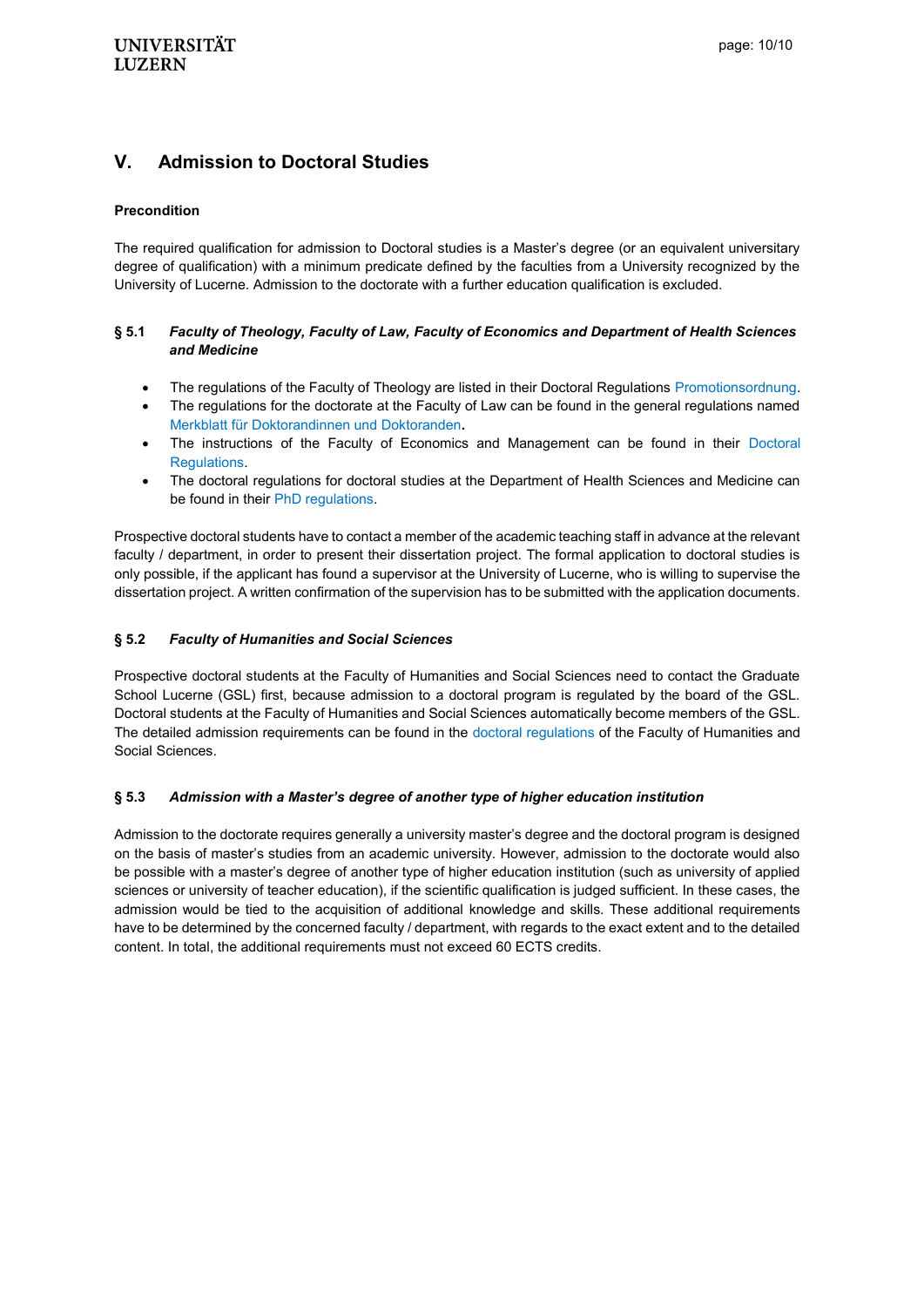## V. Admission to Doctoral Studies

**Precondition**

The required qualification for admission to Doctoral studies is a Master's degree (or an equivalent universitary degree of qualification) with a minimum predicate defined by the faculties from a University recognized by the University of Lucerne. Admission to the doctorate with a further education qualification is excluded.

### § 5.1 *Faculty of Theology, Faculty of Law, Faculty of Economics and Department of Health Sciences and Medicine*

- The regulations of the Faculty of Theology are listed in their Doctoral Regulations Promotionsordnung.
- The regulations for the doctorate at the Faculty of Law can be found in the general regulations named Merkblatt für Doktorandinnen und Doktoranden.
- The instructions of the Faculty of Economics and Management can be found in their Doctoral Regulations.
- The doctoral regulations for doctoral studies at the Department of Health Sciences and Medicine can be found in their PhD regulations.

Prospective doctoral students have to contact a member of the academic teaching staff in advance at the relevant faculty / department, in order to present their dissertation project. The formal application to doctoral studies is only possible, if the applicant has found a supervisor at the University of Lucerne, who is willing to supervise the dissertation project. A written confirmation of the supervision has to be submitted with the application documents.

### § 5.2 *Faculty of Humanities and Social Sciences*

Prospective doctoral students at the Faculty of Humanities and Social Sciences need to contact the Graduate School Lucerne (GSL) first, because admission to a doctoral program is regulated by the board of the GSL. Doctoral students at the Faculty of Humanities and Social Sciences automatically become members of the GSL. The detailed admission requirements can be found in the doctoral regulations of the Faculty of Humanities and Social Sciences.

### § 5.3 *Admission with a Master's degree of another type of higher education institution*

Admission to the doctorate requires generally a university master's degree and the doctoral program is designed on the basis of master's studies from an academic university. However, admission to the doctorate would also be possible with a master's degree of another type of higher education institution (such as university of applied sciences or university of teacher education), if the scientific qualification is judged sufficient. In these cases, the admission would be tied to the acquisition of additional knowledge and skills. These additional requirements have to be determined by the concerned faculty / department, with regards to the exact extent and to the detailed content. In total, the additional requirements must not exceed 60 ECTS credits.